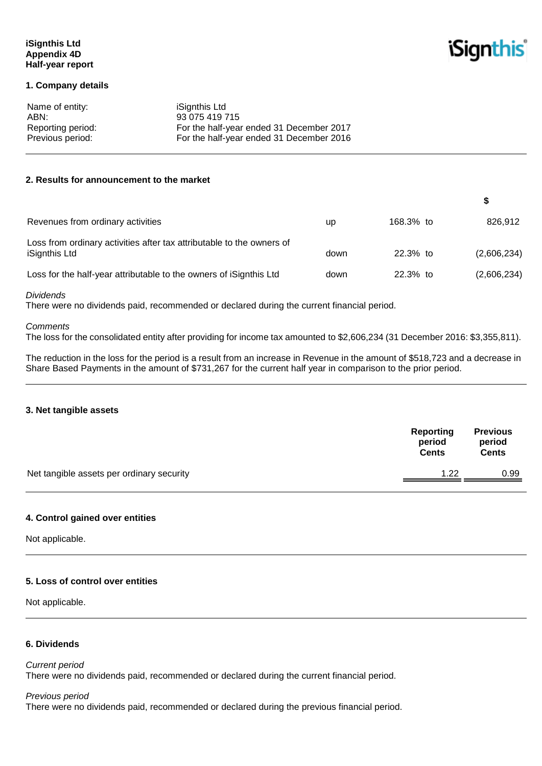**iSignthis Ltd**
**Appendix 4D**
**Half-year report**

## 1. Company details

| | |
|---|---|
| Name of entity: | iSignthis Ltd |
| ABN: | 93 075 419 715 |
| Reporting period: | For the half-year ended 31 December 2017 |
| Previous period: | For the half-year ended 31 December 2016 |

## 2. Results for announcement to the market

| | | | $ |
|---|---|---|---|
| Revenues from ordinary activities | up | 168.3% to | 826,912 |
| Loss from ordinary activities after tax attributable to the owners of iSignthis Ltd | down | 22.3% to | (2,606,234) |
| Loss for the half-year attributable to the owners of iSignthis Ltd | down | 22.3% to | (2,606,234) |

*Dividends*
There were no dividends paid, recommended or declared during the current financial period.

*Comments*
The loss for the consolidated entity after providing for income tax amounted to $2,606,234 (31 December 2016: $3,355,811).

The reduction in the loss for the period is a result from an increase in Revenue in the amount of $518,723 and a decrease in Share Based Payments in the amount of $731,267 for the current half year in comparison to the prior period.

## 3. Net tangible assets

| | Reporting period Cents | Previous period Cents |
|---|---|---|
| Net tangible assets per ordinary security | 1.22 | 0.99 |

## 4. Control gained over entities

Not applicable.

## 5. Loss of control over entities

Not applicable.

## 6. Dividends

*Current period*
There were no dividends paid, recommended or declared during the current financial period.

*Previous period*
There were no dividends paid, recommended or declared during the previous financial period.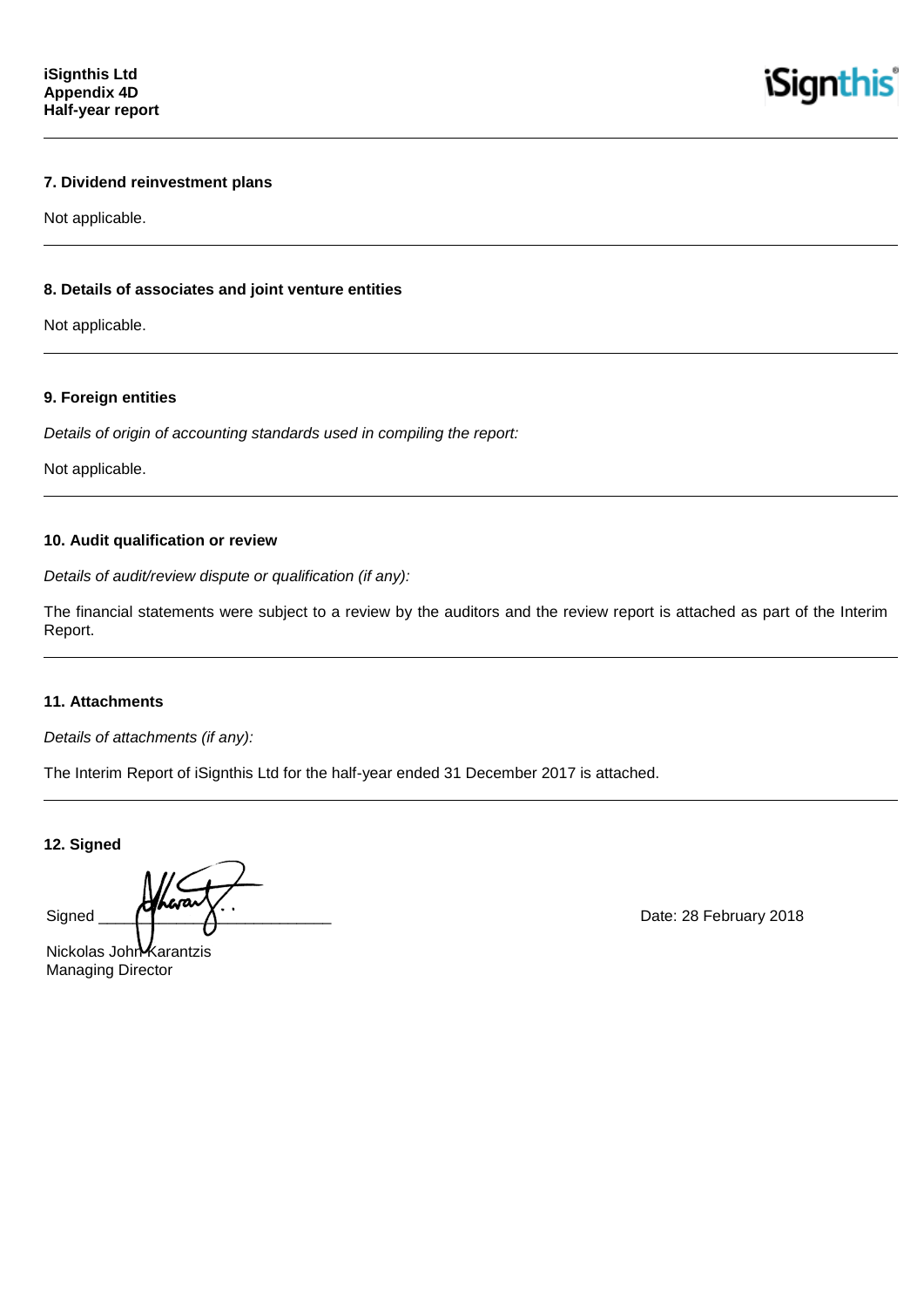## 7. Dividend reinvestment plans

Not applicable.

## 8. Details of associates and joint venture entities

Not applicable.

## 9. Foreign entities

*Details of origin of accounting standards used in compiling the report:*

Not applicable.

## 10. Audit qualification or review

*Details of audit/review dispute or qualification (if any):*

The financial statements were subject to a review by the auditors and the review report is attached as part of the Interim Report.

## 11. Attachments

*Details of attachments (if any):*

The Interim Report of iSignthis Ltd for the half-year ended 31 December 2017 is attached.

## 12. Signed

Signed ___________________________ Date: 28 February 2018

Nickolas John Karantzis
Managing Director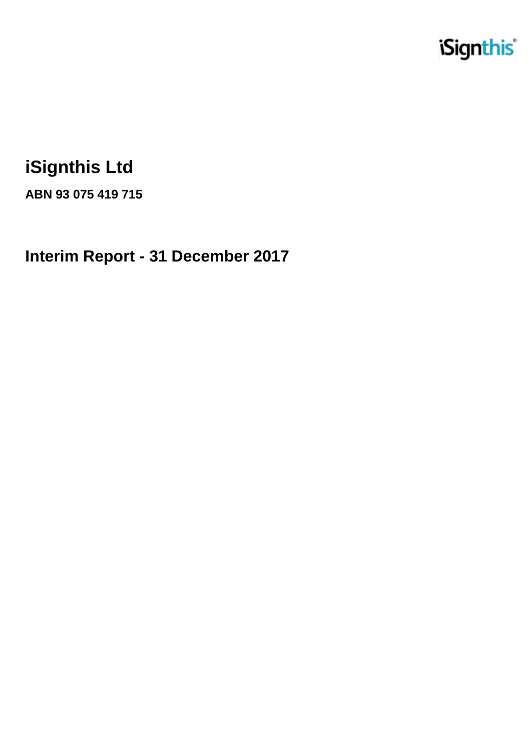# iSignthis Ltd

**ABN 93 075 419 715**

## Interim Report - 31 December 2017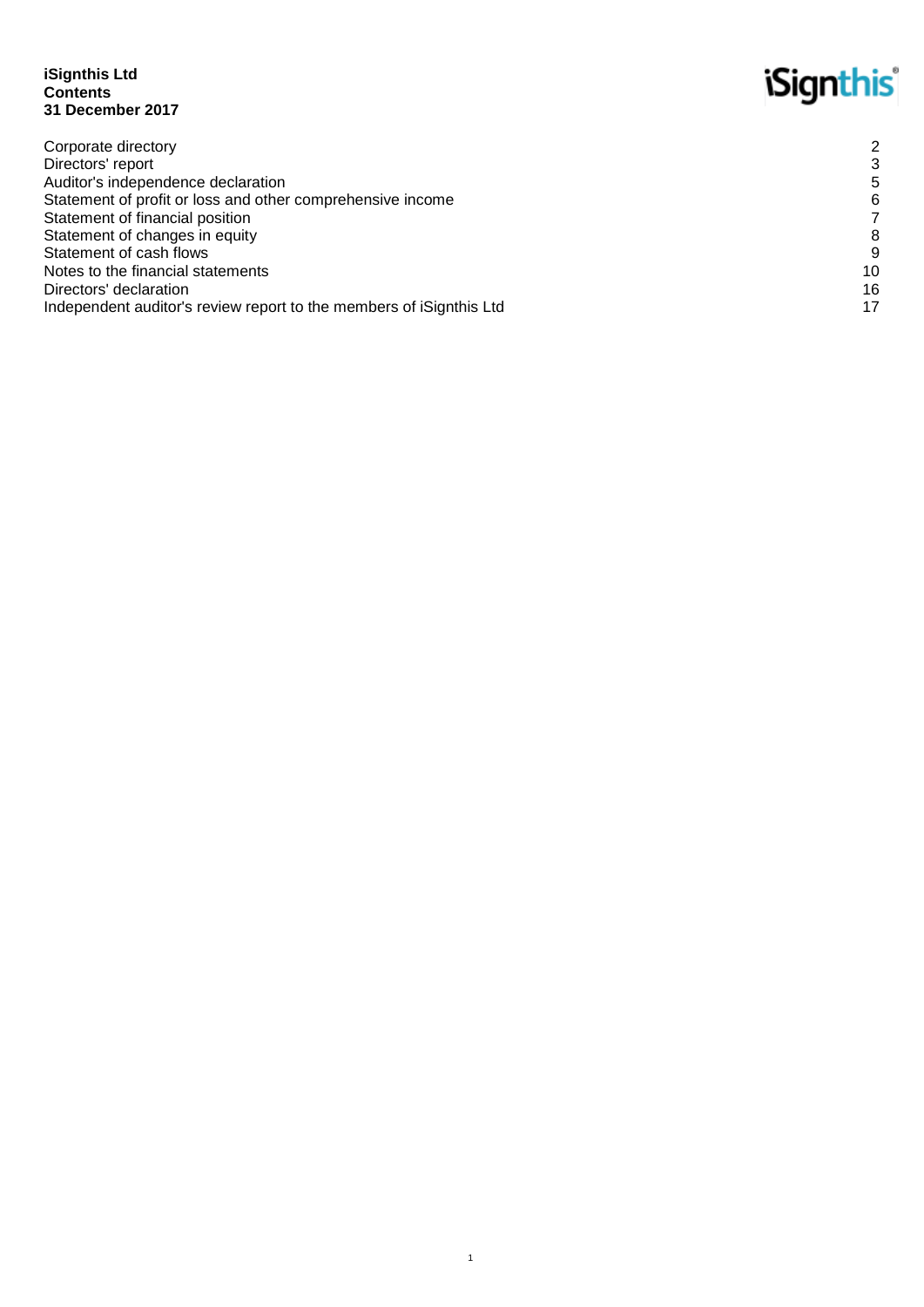**iSignthis Ltd**
**Contents**
**31 December 2017**

| | |
|---|---|
| Corporate directory | 2 |
| Directors' report | 3 |
| Auditor's independence declaration | 5 |
| Statement of profit or loss and other comprehensive income | 6 |
| Statement of financial position | 7 |
| Statement of changes in equity | 8 |
| Statement of cash flows | 9 |
| Notes to the financial statements | 10 |
| Directors' declaration | 16 |
| Independent auditor's review report to the members of iSignthis Ltd | 17 |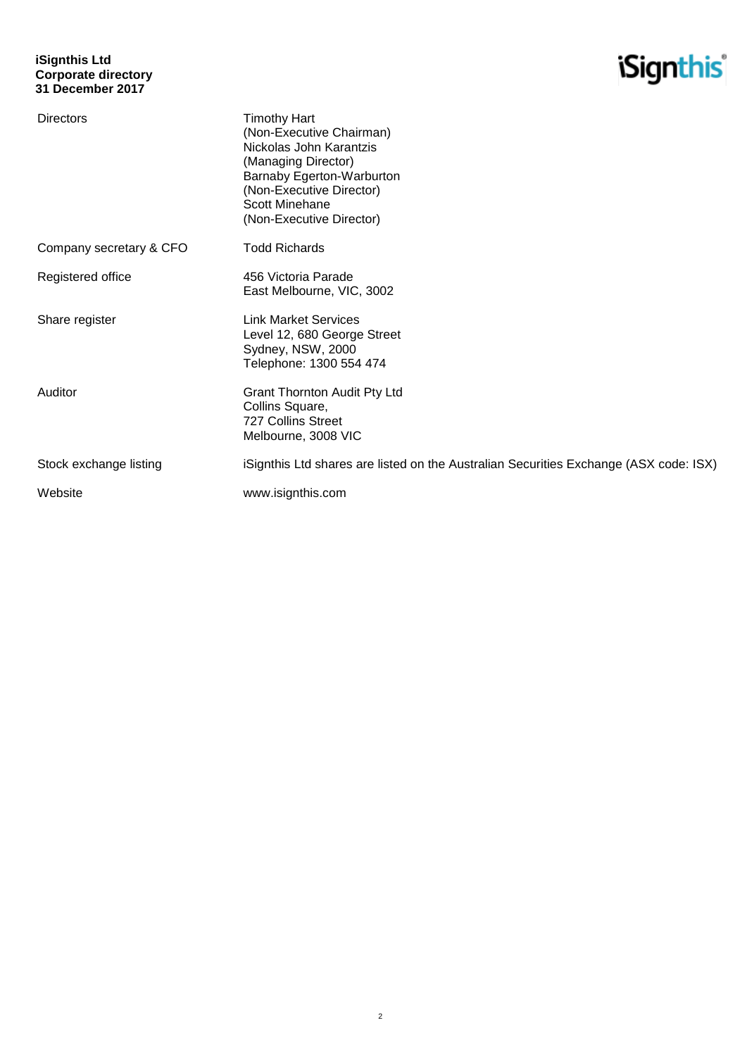**iSignthis Ltd**
**Corporate directory**
**31 December 2017**

| | |
|---|---|
| Directors | Timothy Hart<br>(Non-Executive Chairman)<br>Nickolas John Karantzis<br>(Managing Director)<br>Barnaby Egerton-Warburton<br>(Non-Executive Director)<br>Scott Minehane<br>(Non-Executive Director) |
| Company secretary & CFO | Todd Richards |
| Registered office | 456 Victoria Parade<br>East Melbourne, VIC, 3002 |
| Share register | Link Market Services<br>Level 12, 680 George Street<br>Sydney, NSW, 2000<br>Telephone: 1300 554 474 |
| Auditor | Grant Thornton Audit Pty Ltd<br>Collins Square,<br>727 Collins Street<br>Melbourne, 3008 VIC |
| Stock exchange listing | iSignthis Ltd shares are listed on the Australian Securities Exchange (ASX code: ISX) |
| Website | www.isignthis.com |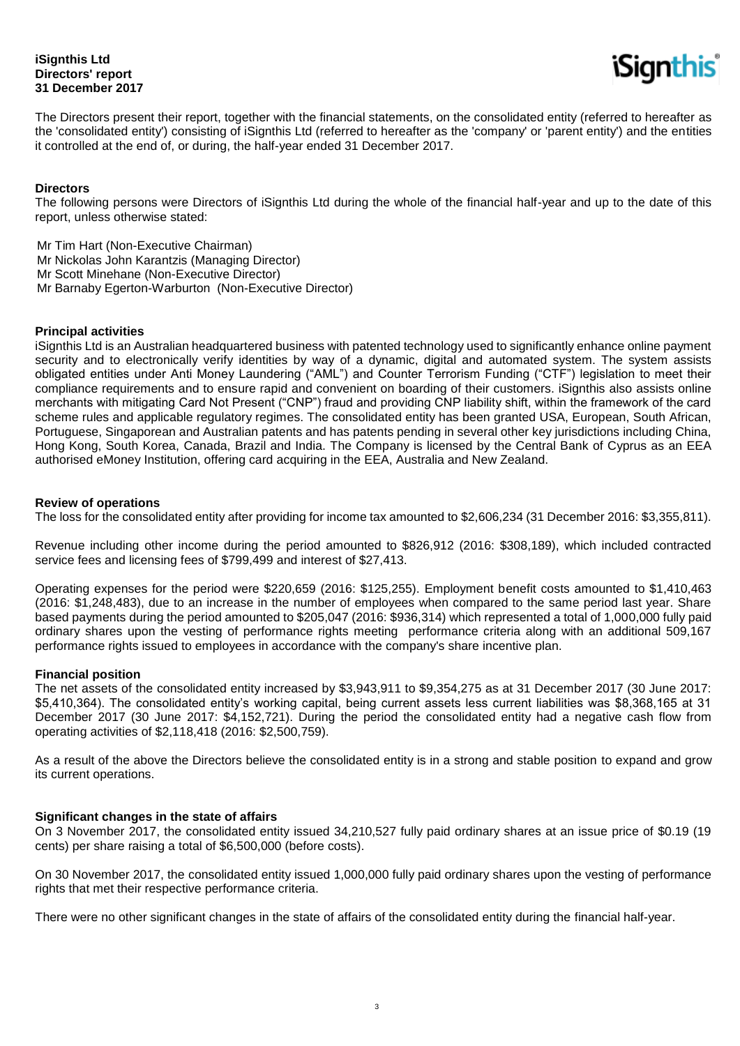**iSignthis Ltd**
**Directors' report**
**31 December 2017**

The Directors present their report, together with the financial statements, on the consolidated entity (referred to hereafter as the 'consolidated entity') consisting of iSignthis Ltd (referred to hereafter as the 'company' or 'parent entity') and the entities it controlled at the end of, or during, the half-year ended 31 December 2017.

## Directors

The following persons were Directors of iSignthis Ltd during the whole of the financial half-year and up to the date of this report, unless otherwise stated:

Mr Tim Hart (Non-Executive Chairman)
Mr Nickolas John Karantzis (Managing Director)
Mr Scott Minehane (Non-Executive Director)
Mr Barnaby Egerton-Warburton (Non-Executive Director)

## Principal activities

iSignthis Ltd is an Australian headquartered business with patented technology used to significantly enhance online payment security and to electronically verify identities by way of a dynamic, digital and automated system. The system assists obligated entities under Anti Money Laundering ("AML") and Counter Terrorism Funding ("CTF") legislation to meet their compliance requirements and to ensure rapid and convenient on boarding of their customers. iSignthis also assists online merchants with mitigating Card Not Present ("CNP") fraud and providing CNP liability shift, within the framework of the card scheme rules and applicable regulatory regimes. The consolidated entity has been granted USA, European, South African, Portuguese, Singaporean and Australian patents and has patents pending in several other key jurisdictions including China, Hong Kong, South Korea, Canada, Brazil and India. The Company is licensed by the Central Bank of Cyprus as an EEA authorised eMoney Institution, offering card acquiring in the EEA, Australia and New Zealand.

## Review of operations

The loss for the consolidated entity after providing for income tax amounted to $2,606,234 (31 December 2016: $3,355,811).

Revenue including other income during the period amounted to $826,912 (2016: $308,189), which included contracted service fees and licensing fees of $799,499 and interest of $27,413.

Operating expenses for the period were $220,659 (2016: $125,255). Employment benefit costs amounted to $1,410,463 (2016: $1,248,483), due to an increase in the number of employees when compared to the same period last year. Share based payments during the period amounted to $205,047 (2016: $936,314) which represented a total of 1,000,000 fully paid ordinary shares upon the vesting of performance rights meeting performance criteria along with an additional 509,167 performance rights issued to employees in accordance with the company's share incentive plan.

## Financial position

The net assets of the consolidated entity increased by $3,943,911 to $9,354,275 as at 31 December 2017 (30 June 2017: $5,410,364). The consolidated entity's working capital, being current assets less current liabilities was $8,368,165 at 31 December 2017 (30 June 2017: $4,152,721). During the period the consolidated entity had a negative cash flow from operating activities of $2,118,418 (2016: $2,500,759).

As a result of the above the Directors believe the consolidated entity is in a strong and stable position to expand and grow its current operations.

## Significant changes in the state of affairs

On 3 November 2017, the consolidated entity issued 34,210,527 fully paid ordinary shares at an issue price of $0.19 (19 cents) per share raising a total of $6,500,000 (before costs).

On 30 November 2017, the consolidated entity issued 1,000,000 fully paid ordinary shares upon the vesting of performance rights that met their respective performance criteria.

There were no other significant changes in the state of affairs of the consolidated entity during the financial half-year.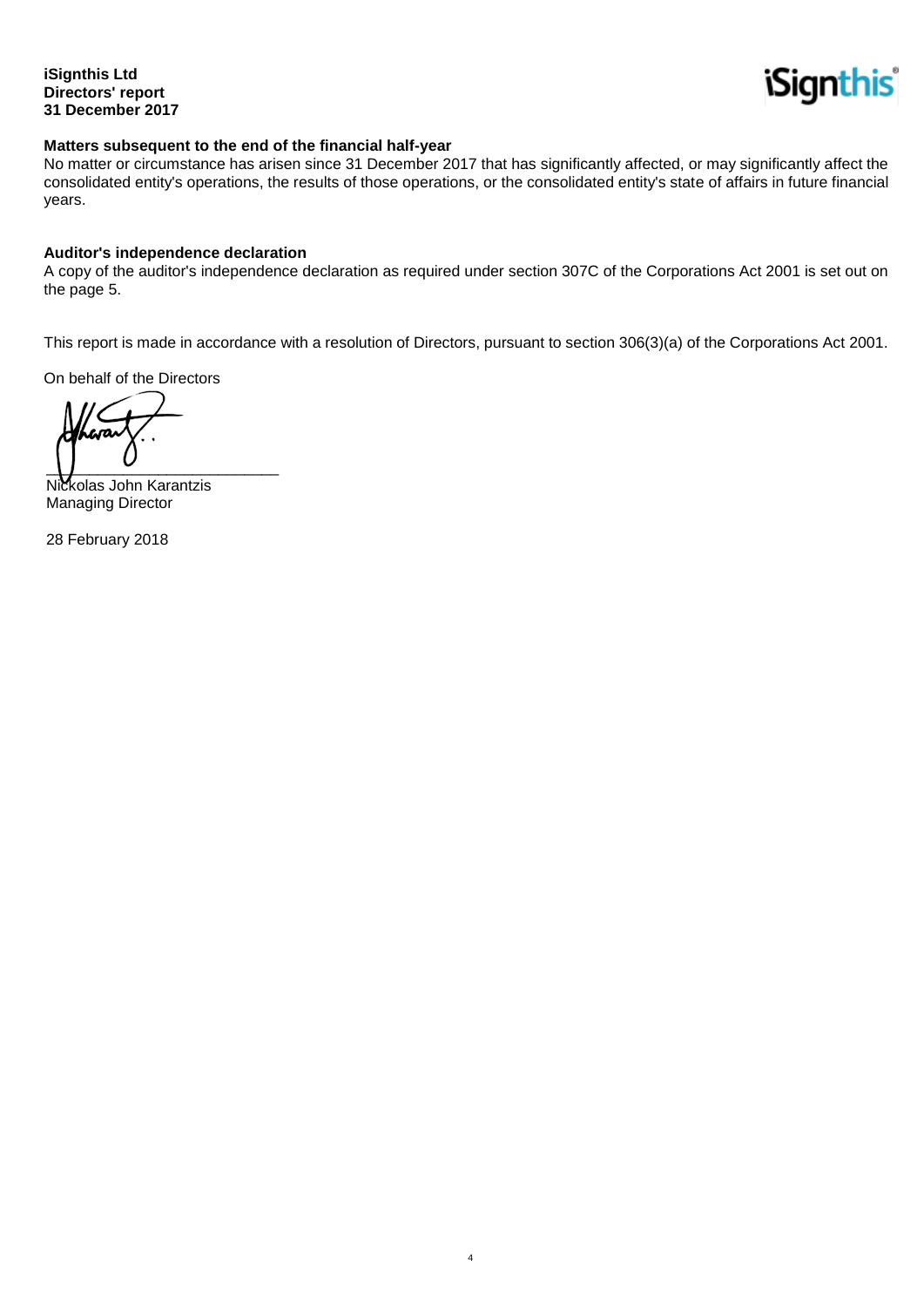**iSignthis Ltd**
**Directors' report**
**31 December 2017**

**Matters subsequent to the end of the financial half-year**

No matter or circumstance has arisen since 31 December 2017 that has significantly affected, or may significantly affect the consolidated entity's operations, the results of those operations, or the consolidated entity's state of affairs in future financial years.

**Auditor's independence declaration**

A copy of the auditor's independence declaration as required under section 307C of the Corporations Act 2001 is set out on the page 5.

This report is made in accordance with a resolution of Directors, pursuant to section 306(3)(a) of the Corporations Act 2001.

On behalf of the Directors

___________________________
Nickolas John Karantzis
Managing Director

28 February 2018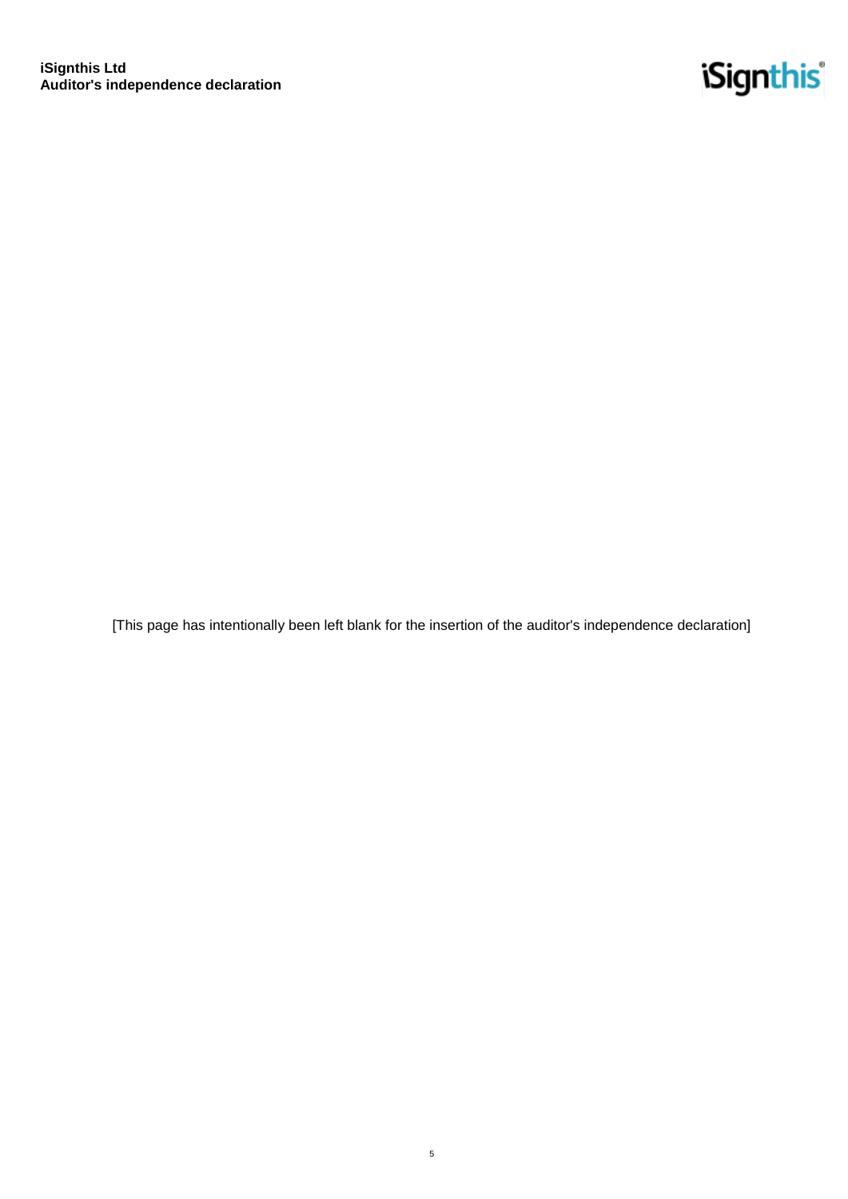**iSignthis Ltd**
**Auditor's independence declaration**

[This page has intentionally been left blank for the insertion of the auditor's independence declaration]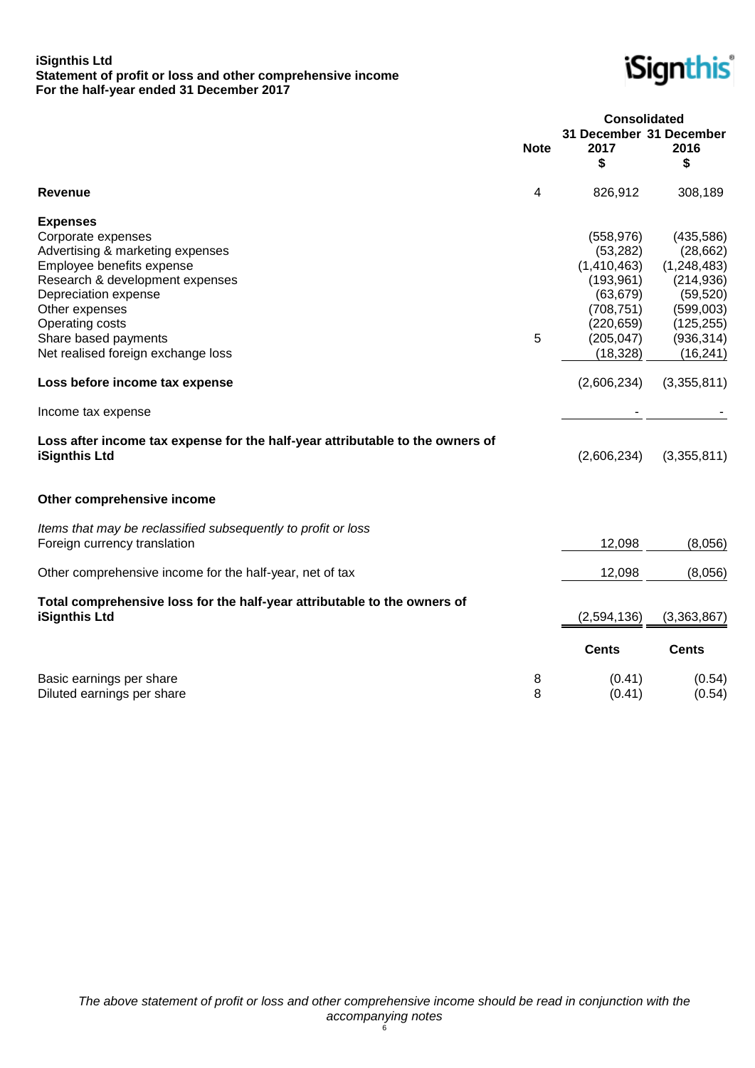**iSignthis Ltd**
**Statement of profit or loss and other comprehensive income**
**For the half-year ended 31 December 2017**

| | Note | Consolidated 31 December 2017 $ | 31 December 2016 $ |
|---|---|---|---|
| **Revenue** | 4 | 826,912 | 308,189 |
| **Expenses** | | | |
| Corporate expenses | | (558,976) | (435,586) |
| Advertising & marketing expenses | | (53,282) | (28,662) |
| Employee benefits expense | | (1,410,463) | (1,248,483) |
| Research & development expenses | | (193,961) | (214,936) |
| Depreciation expense | | (63,679) | (59,520) |
| Other expenses | | (708,751) | (599,003) |
| Operating costs | | (220,659) | (125,255) |
| Share based payments | 5 | (205,047) | (936,314) |
| Net realised foreign exchange loss | | (18,328) | (16,241) |
| **Loss before income tax expense** | | (2,606,234) | (3,355,811) |
| Income tax expense | | - | - |
| **Loss after income tax expense for the half-year attributable to the owners of iSignthis Ltd** | | (2,606,234) | (3,355,811) |
| **Other comprehensive income** | | | |
| *Items that may be reclassified subsequently to profit or loss* | | | |
| Foreign currency translation | | 12,098 | (8,056) |
| Other comprehensive income for the half-year, net of tax | | 12,098 | (8,056) |
| **Total comprehensive loss for the half-year attributable to the owners of iSignthis Ltd** | | (2,594,136) | (3,363,867) |
| | | **Cents** | **Cents** |
| Basic earnings per share | 8 | (0.41) | (0.54) |
| Diluted earnings per share | 8 | (0.41) | (0.54) |

*The above statement of profit or loss and other comprehensive income should be read in conjunction with the accompanying notes*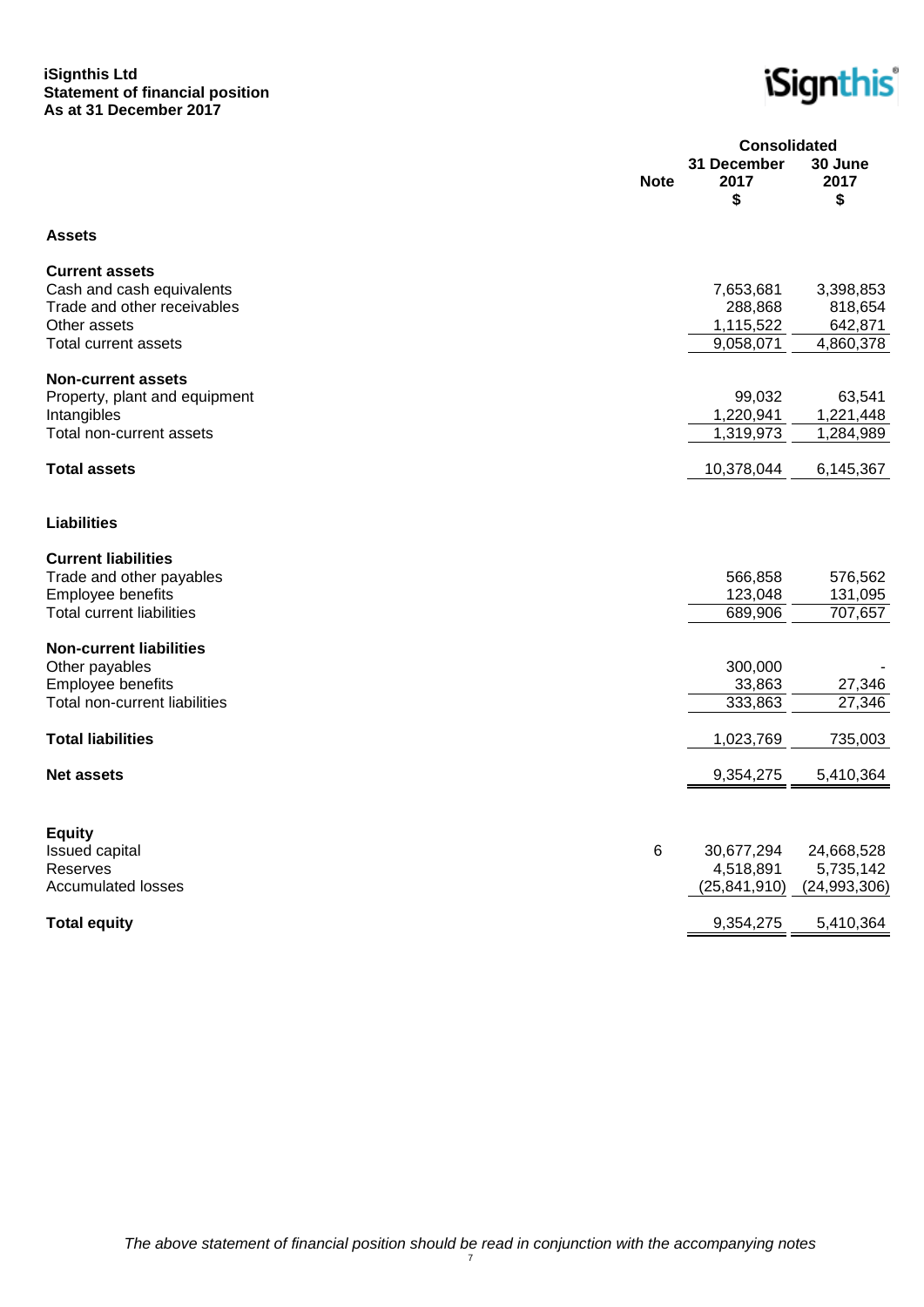**iSignthis Ltd**
**Statement of financial position**
**As at 31 December 2017**

| | Note | Consolidated 31 December 2017 $ | 30 June 2017 $ |
|---|---|---|---|
| **Assets** | | | |
| **Current assets** | | | |
| Cash and cash equivalents | | 7,653,681 | 3,398,853 |
| Trade and other receivables | | 288,868 | 818,654 |
| Other assets | | 1,115,522 | 642,871 |
| Total current assets | | 9,058,071 | 4,860,378 |
| **Non-current assets** | | | |
| Property, plant and equipment | | 99,032 | 63,541 |
| Intangibles | | 1,220,941 | 1,221,448 |
| Total non-current assets | | 1,319,973 | 1,284,989 |
| **Total assets** | | 10,378,044 | 6,145,367 |
| **Liabilities** | | | |
| **Current liabilities** | | | |
| Trade and other payables | | 566,858 | 576,562 |
| Employee benefits | | 123,048 | 131,095 |
| Total current liabilities | | 689,906 | 707,657 |
| **Non-current liabilities** | | | |
| Other payables | | 300,000 | - |
| Employee benefits | | 33,863 | 27,346 |
| Total non-current liabilities | | 333,863 | 27,346 |
| **Total liabilities** | | 1,023,769 | 735,003 |
| **Net assets** | | 9,354,275 | 5,410,364 |
| **Equity** | | | |
| Issued capital | 6 | 30,677,294 | 24,668,528 |
| Reserves | | 4,518,891 | 5,735,142 |
| Accumulated losses | | (25,841,910) | (24,993,306) |
| **Total equity** | | 9,354,275 | 5,410,364 |

*The above statement of financial position should be read in conjunction with the accompanying notes*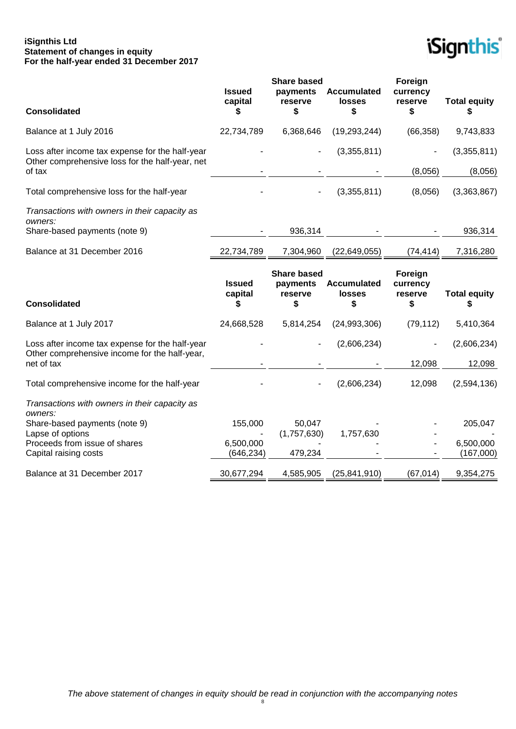**iSignthis Ltd**
**Statement of changes in equity**
**For the half-year ended 31 December 2017**

| Consolidated | Issued capital $ | Share based payments reserve $ | Accumulated losses $ | Foreign currency reserve $ | Total equity $ |
|---|---|---|---|---|---|
| Balance at 1 July 2016 | 22,734,789 | 6,368,646 | (19,293,244) | (66,358) | 9,743,833 |
| Loss after income tax expense for the half-year | - | - | (3,355,811) | - | (3,355,811) |
| Other comprehensive loss for the half-year, net of tax | - | - | - | (8,056) | (8,056) |
| Total comprehensive loss for the half-year | - | - | (3,355,811) | (8,056) | (3,363,867) |
| *Transactions with owners in their capacity as owners:* | | | | | |
| Share-based payments (note 9) | - | 936,314 | - | - | 936,314 |
| Balance at 31 December 2016 | 22,734,789 | 7,304,960 | (22,649,055) | (74,414) | 7,316,280 |

| Consolidated | Issued capital $ | Share based payments reserve $ | Accumulated losses $ | Foreign currency reserve $ | Total equity $ |
|---|---|---|---|---|---|
| Balance at 1 July 2017 | 24,668,528 | 5,814,254 | (24,993,306) | (79,112) | 5,410,364 |
| Loss after income tax expense for the half-year | - | - | (2,606,234) | - | (2,606,234) |
| Other comprehensive income for the half-year, net of tax | - | - | - | 12,098 | 12,098 |
| Total comprehensive income for the half-year | - | - | (2,606,234) | 12,098 | (2,594,136) |
| *Transactions with owners in their capacity as owners:* | | | | | |
| Share-based payments (note 9) | 155,000 | 50,047 | - | - | 205,047 |
| Lapse of options | - | (1,757,630) | 1,757,630 | - | - |
| Proceeds from issue of shares | 6,500,000 | - | - | - | 6,500,000 |
| Capital raising costs | (646,234) | 479,234 | - | - | (167,000) |
| Balance at 31 December 2017 | 30,677,294 | 4,585,905 | (25,841,910) | (67,014) | 9,354,275 |

*The above statement of changes in equity should be read in conjunction with the accompanying notes*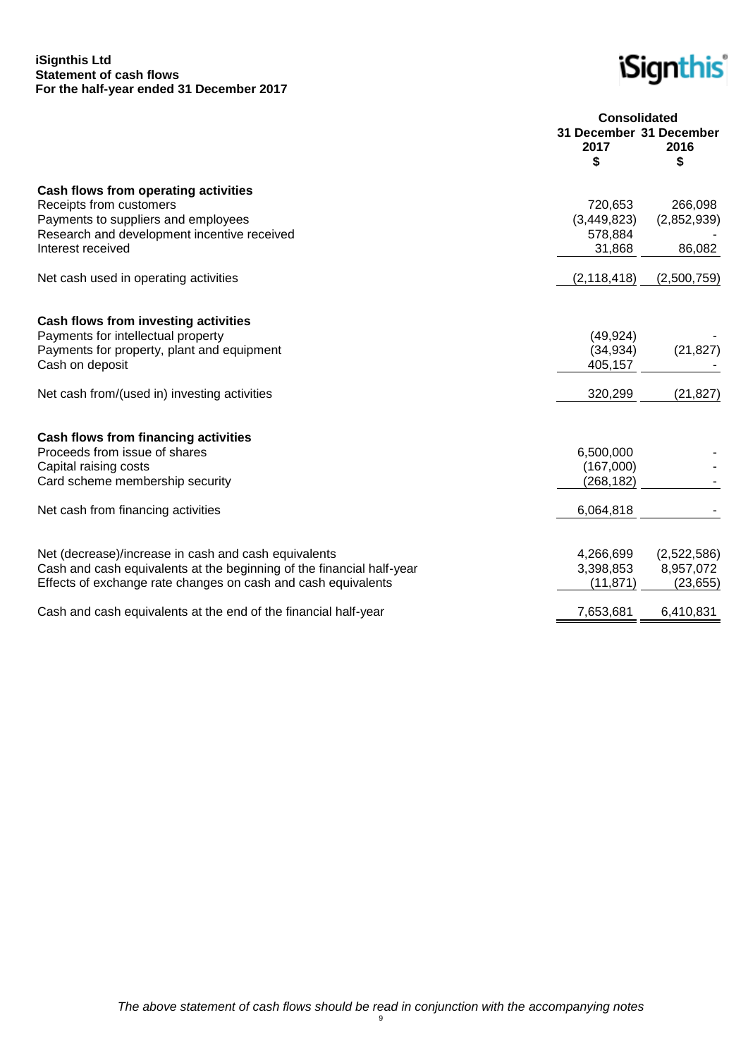**iSignthis Ltd**
**Statement of cash flows**
**For the half-year ended 31 December 2017**

| | Consolidated | |
|---|---|---|
| | 31 December 2017 $ | 31 December 2016 $ |
| **Cash flows from operating activities** | | |
| Receipts from customers | 720,653 | 266,098 |
| Payments to suppliers and employees | (3,449,823) | (2,852,939) |
| Research and development incentive received | 578,884 | - |
| Interest received | 31,868 | 86,082 |
| Net cash used in operating activities | (2,118,418) | (2,500,759) |
| **Cash flows from investing activities** | | |
| Payments for intellectual property | (49,924) | - |
| Payments for property, plant and equipment | (34,934) | (21,827) |
| Cash on deposit | 405,157 | - |
| Net cash from/(used in) investing activities | 320,299 | (21,827) |
| **Cash flows from financing activities** | | |
| Proceeds from issue of shares | 6,500,000 | - |
| Capital raising costs | (167,000) | - |
| Card scheme membership security | (268,182) | - |
| Net cash from financing activities | 6,064,818 | - |
| Net (decrease)/increase in cash and cash equivalents | 4,266,699 | (2,522,586) |
| Cash and cash equivalents at the beginning of the financial half-year | 3,398,853 | 8,957,072 |
| Effects of exchange rate changes on cash and cash equivalents | (11,871) | (23,655) |
| Cash and cash equivalents at the end of the financial half-year | 7,653,681 | 6,410,831 |

*The above statement of cash flows should be read in conjunction with the accompanying notes*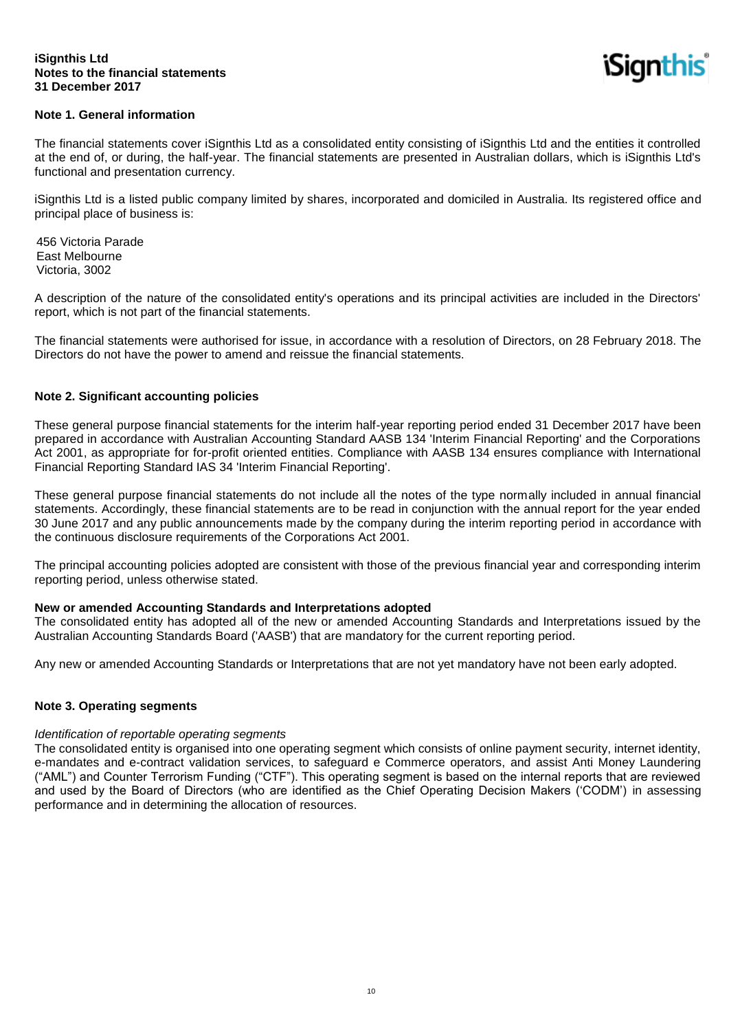## Note 1. General information

The financial statements cover iSignthis Ltd as a consolidated entity consisting of iSignthis Ltd and the entities it controlled at the end of, or during, the half-year. The financial statements are presented in Australian dollars, which is iSignthis Ltd's functional and presentation currency.

iSignthis Ltd is a listed public company limited by shares, incorporated and domiciled in Australia. Its registered office and principal place of business is:

456 Victoria Parade
East Melbourne
Victoria, 3002

A description of the nature of the consolidated entity's operations and its principal activities are included in the Directors' report, which is not part of the financial statements.

The financial statements were authorised for issue, in accordance with a resolution of Directors, on 28 February 2018. The Directors do not have the power to amend and reissue the financial statements.

## Note 2. Significant accounting policies

These general purpose financial statements for the interim half-year reporting period ended 31 December 2017 have been prepared in accordance with Australian Accounting Standard AASB 134 'Interim Financial Reporting' and the Corporations Act 2001, as appropriate for for-profit oriented entities. Compliance with AASB 134 ensures compliance with International Financial Reporting Standard IAS 34 'Interim Financial Reporting'.

These general purpose financial statements do not include all the notes of the type normally included in annual financial statements. Accordingly, these financial statements are to be read in conjunction with the annual report for the year ended 30 June 2017 and any public announcements made by the company during the interim reporting period in accordance with the continuous disclosure requirements of the Corporations Act 2001.

The principal accounting policies adopted are consistent with those of the previous financial year and corresponding interim reporting period, unless otherwise stated.

**New or amended Accounting Standards and Interpretations adopted**

The consolidated entity has adopted all of the new or amended Accounting Standards and Interpretations issued by the Australian Accounting Standards Board ('AASB') that are mandatory for the current reporting period.

Any new or amended Accounting Standards or Interpretations that are not yet mandatory have not been early adopted.

## Note 3. Operating segments

*Identification of reportable operating segments*

The consolidated entity is organised into one operating segment which consists of online payment security, internet identity, e-mandates and e-contract validation services, to safeguard e Commerce operators, and assist Anti Money Laundering ("AML") and Counter Terrorism Funding ("CTF"). This operating segment is based on the internal reports that are reviewed and used by the Board of Directors (who are identified as the Chief Operating Decision Makers ('CODM') in assessing performance and in determining the allocation of resources.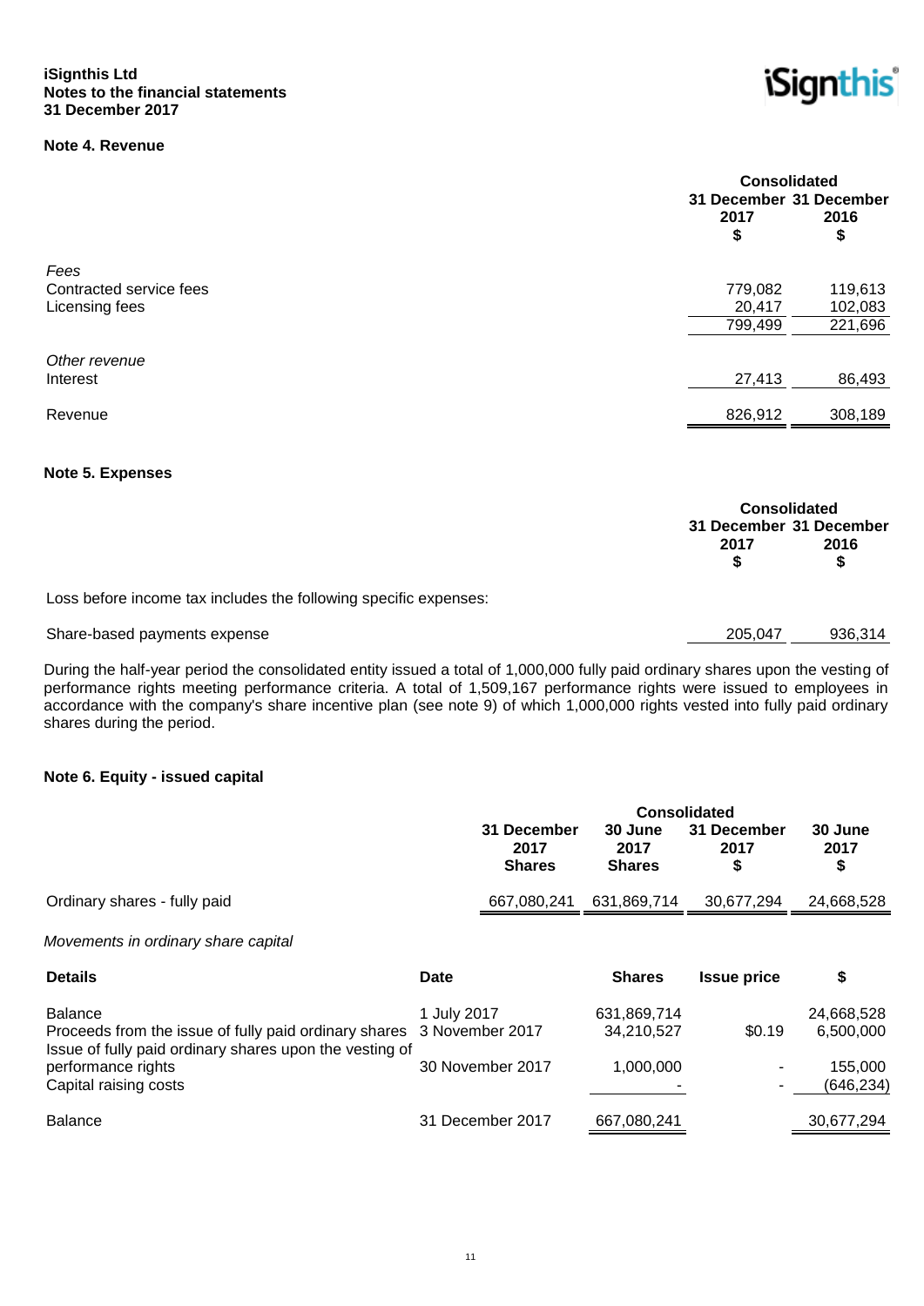**iSignthis Ltd**
**Notes to the financial statements**
**31 December 2017**

## Note 4. Revenue

| | Consolidated | |
|---|---|---|
| | 31 December 2017 $ | 31 December 2016 $ |
| *Fees* | | |
| Contracted service fees | 779,082 | 119,613 |
| Licensing fees | 20,417 | 102,083 |
| | 799,499 | 221,696 |
| *Other revenue* | | |
| Interest | 27,413 | 86,493 |
| Revenue | 826,912 | 308,189 |

## Note 5. Expenses

| | Consolidated | |
|---|---|---|
| | 31 December 2017 $ | 31 December 2016 $ |
| Loss before income tax includes the following specific expenses: | | |
| Share-based payments expense | 205,047 | 936,314 |

During the half-year period the consolidated entity issued a total of 1,000,000 fully paid ordinary shares upon the vesting of performance rights meeting performance criteria. A total of 1,509,167 performance rights were issued to employees in accordance with the company's share incentive plan (see note 9) of which 1,000,000 rights vested into fully paid ordinary shares during the period.

## Note 6. Equity - issued capital

| | Consolidated | | | |
|---|---|---|---|---|
| | 31 December 2017 Shares | 30 June 2017 Shares | 31 December 2017 $ | 30 June 2017 $ |
| Ordinary shares - fully paid | 667,080,241 | 631,869,714 | 30,677,294 | 24,668,528 |

*Movements in ordinary share capital*

| Details | Date | Shares | Issue price | $ |
|---|---|---|---|---|
| Balance | 1 July 2017 | 631,869,714 | | 24,668,528 |
| Proceeds from the issue of fully paid ordinary shares | 3 November 2017 | 34,210,527 | $0.19 | 6,500,000 |
| Issue of fully paid ordinary shares upon the vesting of performance rights | 30 November 2017 | 1,000,000 | - | 155,000 |
| Capital raising costs | | - | - | (646,234) |
| Balance | 31 December 2017 | 667,080,241 | | 30,677,294 |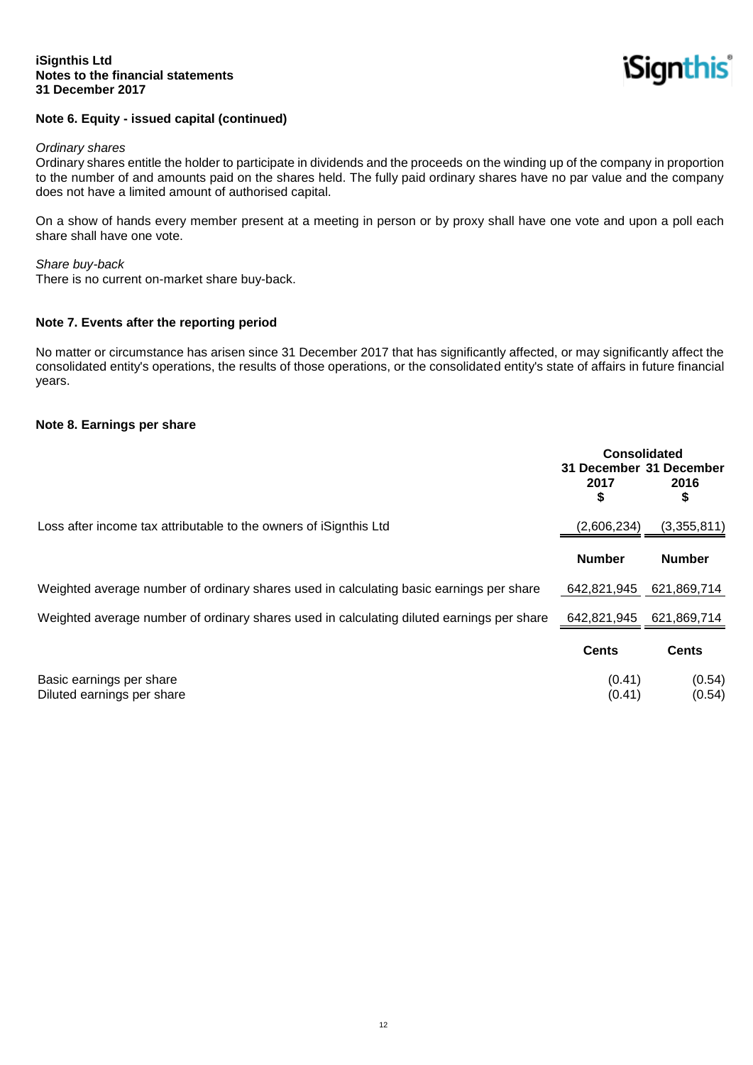## Note 6. Equity - issued capital (continued)

*Ordinary shares*

Ordinary shares entitle the holder to participate in dividends and the proceeds on the winding up of the company in proportion to the number of and amounts paid on the shares held. The fully paid ordinary shares have no par value and the company does not have a limited amount of authorised capital.

On a show of hands every member present at a meeting in person or by proxy shall have one vote and upon a poll each share shall have one vote.

*Share buy-back*

There is no current on-market share buy-back.

## Note 7. Events after the reporting period

No matter or circumstance has arisen since 31 December 2017 that has significantly affected, or may significantly affect the consolidated entity's operations, the results of those operations, or the consolidated entity's state of affairs in future financial years.

## Note 8. Earnings per share

| | Consolidated | |
|---|---|---|
| | 31 December 2017 $ | 31 December 2016 $ |
| Loss after income tax attributable to the owners of iSignthis Ltd | (2,606,234) | (3,355,811) |
| | **Number** | **Number** |
| Weighted average number of ordinary shares used in calculating basic earnings per share | 642,821,945 | 621,869,714 |
| Weighted average number of ordinary shares used in calculating diluted earnings per share | 642,821,945 | 621,869,714 |
| | **Cents** | **Cents** |
| Basic earnings per share | (0.41) | (0.54) |
| Diluted earnings per share | (0.41) | (0.54) |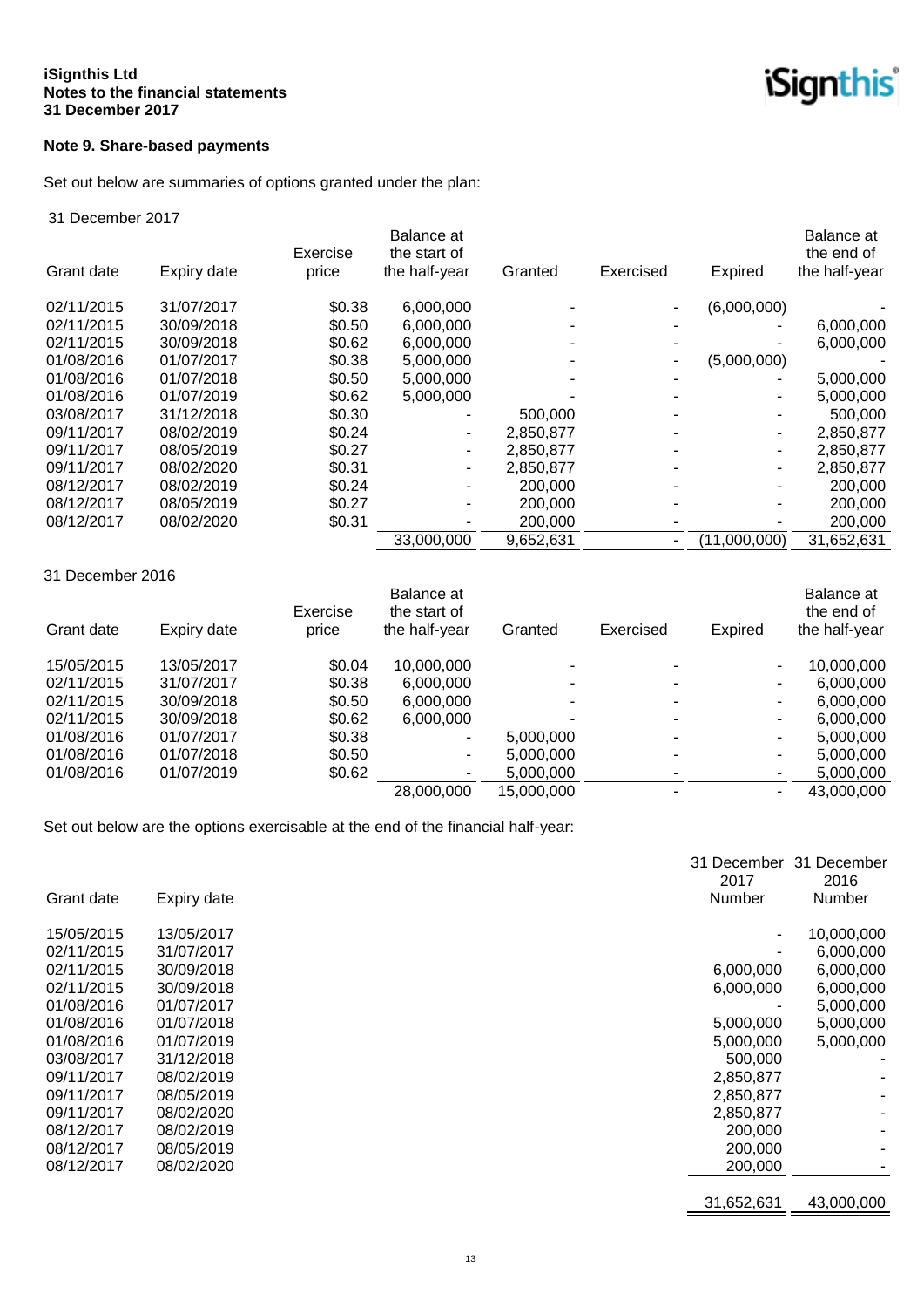**iSignthis Ltd**
**Notes to the financial statements**
**31 December 2017**

**Note 9. Share-based payments**

Set out below are summaries of options granted under the plan:

31 December 2017

| Grant date | Expiry date | Exercise price | Balance at the start of the half-year | Granted | Exercised | Expired | Balance at the end of the half-year |
|---|---|---|---|---|---|---|---|
| 02/11/2015 | 31/07/2017 | $0.38 | 6,000,000 | - | - | (6,000,000) | - |
| 02/11/2015 | 30/09/2018 | $0.50 | 6,000,000 | - | - | - | 6,000,000 |
| 02/11/2015 | 30/09/2018 | $0.62 | 6,000,000 | - | - | - | 6,000,000 |
| 01/08/2016 | 01/07/2017 | $0.38 | 5,000,000 | - | - | (5,000,000) | - |
| 01/08/2016 | 01/07/2018 | $0.50 | 5,000,000 | - | - | - | 5,000,000 |
| 01/08/2016 | 01/07/2019 | $0.62 | 5,000,000 | - | - | - | 5,000,000 |
| 03/08/2017 | 31/12/2018 | $0.30 | - | 500,000 | - | - | 500,000 |
| 09/11/2017 | 08/02/2019 | $0.24 | - | 2,850,877 | - | - | 2,850,877 |
| 09/11/2017 | 08/05/2019 | $0.27 | - | 2,850,877 | - | - | 2,850,877 |
| 09/11/2017 | 08/02/2020 | $0.31 | - | 2,850,877 | - | - | 2,850,877 |
| 08/12/2017 | 08/02/2019 | $0.24 | - | 200,000 | - | - | 200,000 |
| 08/12/2017 | 08/05/2019 | $0.27 | - | 200,000 | - | - | 200,000 |
| 08/12/2017 | 08/02/2020 | $0.31 | - | 200,000 | - | - | 200,000 |
| | | | 33,000,000 | 9,652,631 | - | (11,000,000) | 31,652,631 |

31 December 2016

| Grant date | Expiry date | Exercise price | Balance at the start of the half-year | Granted | Exercised | Expired | Balance at the end of the half-year |
|---|---|---|---|---|---|---|---|
| 15/05/2015 | 13/05/2017 | $0.04 | 10,000,000 | - | - | - | 10,000,000 |
| 02/11/2015 | 31/07/2017 | $0.38 | 6,000,000 | - | - | - | 6,000,000 |
| 02/11/2015 | 30/09/2018 | $0.50 | 6,000,000 | - | - | - | 6,000,000 |
| 02/11/2015 | 30/09/2018 | $0.62 | 6,000,000 | - | - | - | 6,000,000 |
| 01/08/2016 | 01/07/2017 | $0.38 | - | 5,000,000 | - | - | 5,000,000 |
| 01/08/2016 | 01/07/2018 | $0.50 | - | 5,000,000 | - | - | 5,000,000 |
| 01/08/2016 | 01/07/2019 | $0.62 | - | 5,000,000 | - | - | 5,000,000 |
| | | | 28,000,000 | 15,000,000 | - | - | 43,000,000 |

Set out below are the options exercisable at the end of the financial half-year:

| Grant date | Expiry date | 31 December 2017 Number | 31 December 2016 Number |
|---|---|---|---|
| 15/05/2015 | 13/05/2017 | - | 10,000,000 |
| 02/11/2015 | 31/07/2017 | - | 6,000,000 |
| 02/11/2015 | 30/09/2018 | 6,000,000 | 6,000,000 |
| 02/11/2015 | 30/09/2018 | 6,000,000 | 6,000,000 |
| 01/08/2016 | 01/07/2017 | - | 5,000,000 |
| 01/08/2016 | 01/07/2018 | 5,000,000 | 5,000,000 |
| 01/08/2016 | 01/07/2019 | 5,000,000 | 5,000,000 |
| 03/08/2017 | 31/12/2018 | 500,000 | - |
| 09/11/2017 | 08/02/2019 | 2,850,877 | - |
| 09/11/2017 | 08/05/2019 | 2,850,877 | - |
| 09/11/2017 | 08/02/2020 | 2,850,877 | - |
| 08/12/2017 | 08/02/2019 | 200,000 | - |
| 08/12/2017 | 08/05/2019 | 200,000 | - |
| 08/12/2017 | 08/02/2020 | 200,000 | - |
| | | 31,652,631 | 43,000,000 |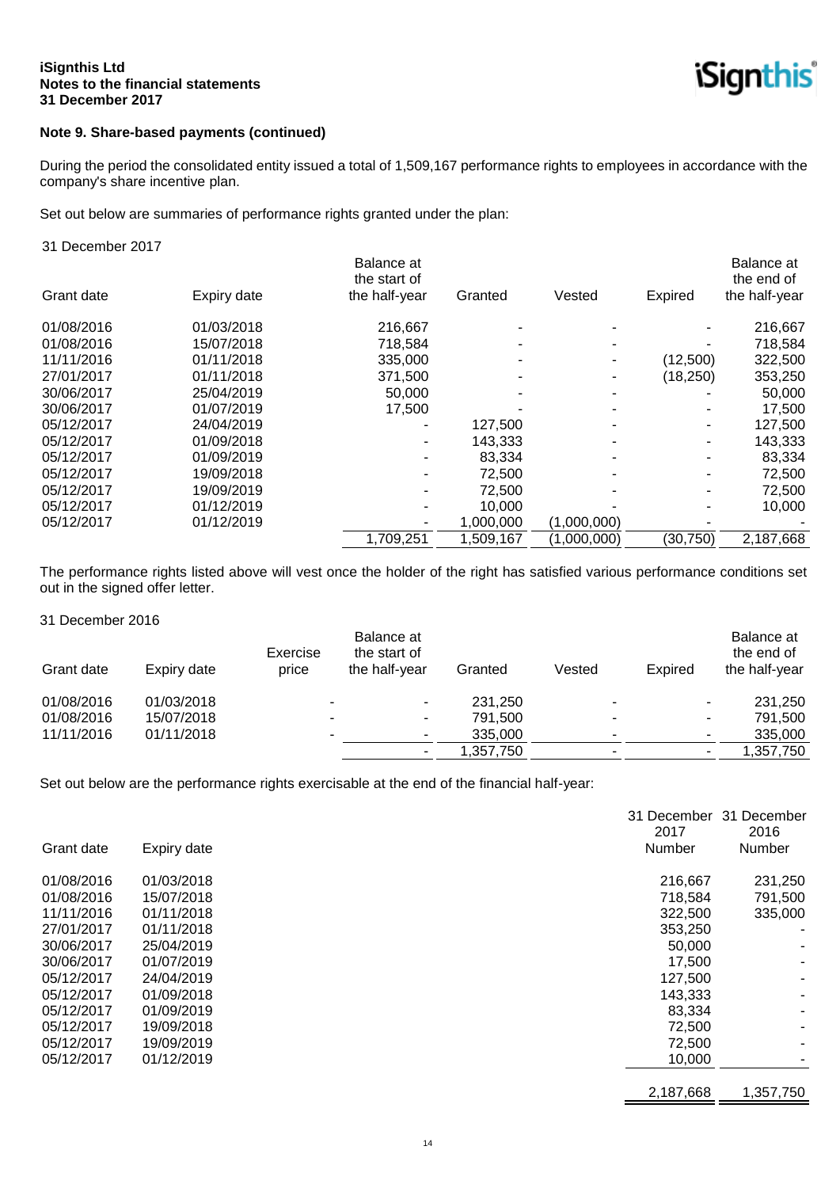### Note 9. Share-based payments (continued)

During the period the consolidated entity issued a total of 1,509,167 performance rights to employees in accordance with the company's share incentive plan.

Set out below are summaries of performance rights granted under the plan:

31 December 2017

| Grant date | Expiry date | Balance at the start of the half-year | Granted | Vested | Expired | Balance at the end of the half-year |
|---|---|---|---|---|---|---|
| 01/08/2016 | 01/03/2018 | 216,667 | - | - | - | 216,667 |
| 01/08/2016 | 15/07/2018 | 718,584 | - | - | - | 718,584 |
| 11/11/2016 | 01/11/2018 | 335,000 | - | - | (12,500) | 322,500 |
| 27/01/2017 | 01/11/2018 | 371,500 | - | - | (18,250) | 353,250 |
| 30/06/2017 | 25/04/2019 | 50,000 | - | - | - | 50,000 |
| 30/06/2017 | 01/07/2019 | 17,500 | - | - | - | 17,500 |
| 05/12/2017 | 24/04/2019 | - | 127,500 | - | - | 127,500 |
| 05/12/2017 | 01/09/2018 | - | 143,333 | - | - | 143,333 |
| 05/12/2017 | 01/09/2019 | - | 83,334 | - | - | 83,334 |
| 05/12/2017 | 19/09/2018 | - | 72,500 | - | - | 72,500 |
| 05/12/2017 | 19/09/2019 | - | 72,500 | - | - | 72,500 |
| 05/12/2017 | 01/12/2019 | - | 10,000 | - | - | 10,000 |
| 05/12/2017 | 01/12/2019 | - | 1,000,000 | (1,000,000) | - | - |
| | | 1,709,251 | 1,509,167 | (1,000,000) | (30,750) | 2,187,668 |

The performance rights listed above will vest once the holder of the right has satisfied various performance conditions set out in the signed offer letter.

31 December 2016

| Grant date | Expiry date | Exercise price | Balance at the start of the half-year | Granted | Vested | Expired | Balance at the end of the half-year |
|---|---|---|---|---|---|---|---|
| 01/08/2016 | 01/03/2018 | - | - | 231,250 | - | - | 231,250 |
| 01/08/2016 | 15/07/2018 | - | - | 791,500 | - | - | 791,500 |
| 11/11/2016 | 01/11/2018 | - | - | 335,000 | - | - | 335,000 |
| | | | - | 1,357,750 | - | - | 1,357,750 |

Set out below are the performance rights exercisable at the end of the financial half-year:

| Grant date | Expiry date | 31 December 2017 Number | 31 December 2016 Number |
|---|---|---|---|
| 01/08/2016 | 01/03/2018 | 216,667 | 231,250 |
| 01/08/2016 | 15/07/2018 | 718,584 | 791,500 |
| 11/11/2016 | 01/11/2018 | 322,500 | 335,000 |
| 27/01/2017 | 01/11/2018 | 353,250 | - |
| 30/06/2017 | 25/04/2019 | 50,000 | - |
| 30/06/2017 | 01/07/2019 | 17,500 | - |
| 05/12/2017 | 24/04/2019 | 127,500 | - |
| 05/12/2017 | 01/09/2018 | 143,333 | - |
| 05/12/2017 | 01/09/2019 | 83,334 | - |
| 05/12/2017 | 19/09/2018 | 72,500 | - |
| 05/12/2017 | 19/09/2019 | 72,500 | - |
| 05/12/2017 | 01/12/2019 | 10,000 | - |
| | | 2,187,668 | 1,357,750 |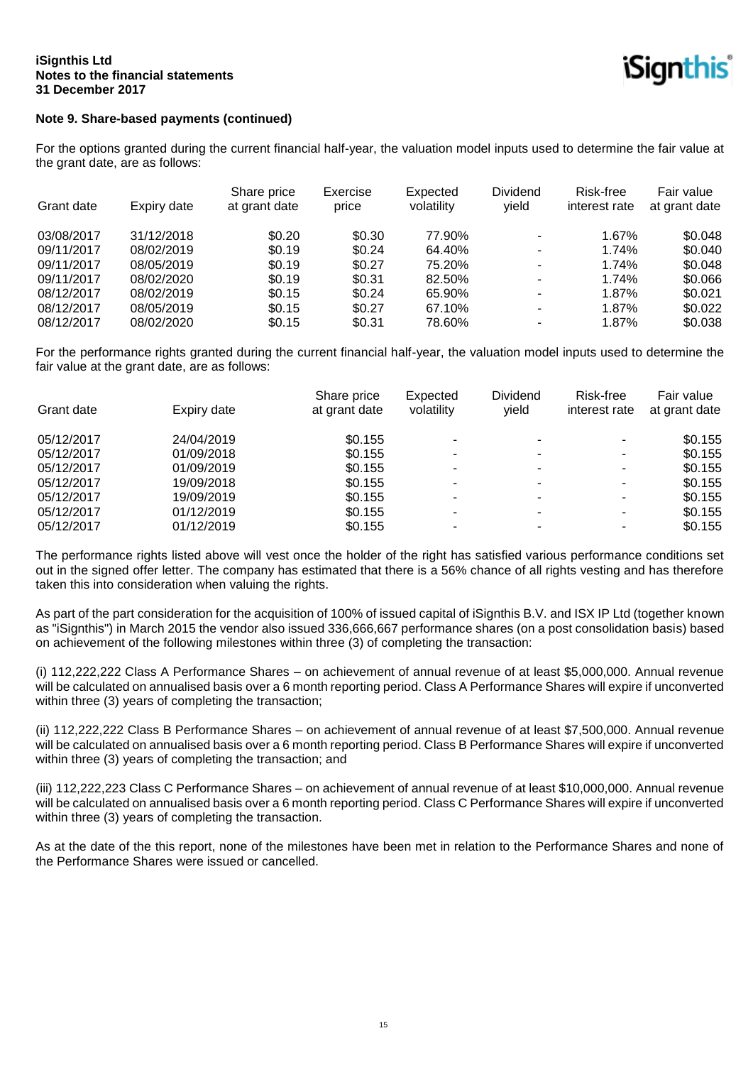### Note 9. Share-based payments (continued)

For the options granted during the current financial half-year, the valuation model inputs used to determine the fair value at the grant date, are as follows:

| Grant date | Expiry date | Share price at grant date | Exercise price | Expected volatility | Dividend yield | Risk-free interest rate | Fair value at grant date |
|---|---|---|---|---|---|---|---|
| 03/08/2017 | 31/12/2018 | $0.20 | $0.30 | 77.90% | - | 1.67% | $0.048 |
| 09/11/2017 | 08/02/2019 | $0.19 | $0.24 | 64.40% | - | 1.74% | $0.040 |
| 09/11/2017 | 08/05/2019 | $0.19 | $0.27 | 75.20% | - | 1.74% | $0.048 |
| 09/11/2017 | 08/02/2020 | $0.19 | $0.31 | 82.50% | - | 1.74% | $0.066 |
| 08/12/2017 | 08/02/2019 | $0.15 | $0.24 | 65.90% | - | 1.87% | $0.021 |
| 08/12/2017 | 08/05/2019 | $0.15 | $0.27 | 67.10% | - | 1.87% | $0.022 |
| 08/12/2017 | 08/02/2020 | $0.15 | $0.31 | 78.60% | - | 1.87% | $0.038 |

For the performance rights granted during the current financial half-year, the valuation model inputs used to determine the fair value at the grant date, are as follows:

| Grant date | Expiry date | Share price at grant date | Expected volatility | Dividend yield | Risk-free interest rate | Fair value at grant date |
|---|---|---|---|---|---|---|
| 05/12/2017 | 24/04/2019 | $0.155 | - | - | - | $0.155 |
| 05/12/2017 | 01/09/2018 | $0.155 | - | - | - | $0.155 |
| 05/12/2017 | 01/09/2019 | $0.155 | - | - | - | $0.155 |
| 05/12/2017 | 19/09/2018 | $0.155 | - | - | - | $0.155 |
| 05/12/2017 | 19/09/2019 | $0.155 | - | - | - | $0.155 |
| 05/12/2017 | 01/12/2019 | $0.155 | - | - | - | $0.155 |
| 05/12/2017 | 01/12/2019 | $0.155 | - | - | - | $0.155 |

The performance rights listed above will vest once the holder of the right has satisfied various performance conditions set out in the signed offer letter. The company has estimated that there is a 56% chance of all rights vesting and has therefore taken this into consideration when valuing the rights.

As part of the part consideration for the acquisition of 100% of issued capital of iSignthis B.V. and ISX IP Ltd (together known as "iSignthis") in March 2015 the vendor also issued 336,666,667 performance shares (on a post consolidation basis) based on achievement of the following milestones within three (3) of completing the transaction:

(i) 112,222,222 Class A Performance Shares – on achievement of annual revenue of at least $5,000,000. Annual revenue will be calculated on annualised basis over a 6 month reporting period. Class A Performance Shares will expire if unconverted within three (3) years of completing the transaction;

(ii) 112,222,222 Class B Performance Shares – on achievement of annual revenue of at least $7,500,000. Annual revenue will be calculated on annualised basis over a 6 month reporting period. Class B Performance Shares will expire if unconverted within three (3) years of completing the transaction; and

(iii) 112,222,223 Class C Performance Shares – on achievement of annual revenue of at least $10,000,000. Annual revenue will be calculated on annualised basis over a 6 month reporting period. Class C Performance Shares will expire if unconverted within three (3) years of completing the transaction.

As at the date of the this report, none of the milestones have been met in relation to the Performance Shares and none of the Performance Shares were issued or cancelled.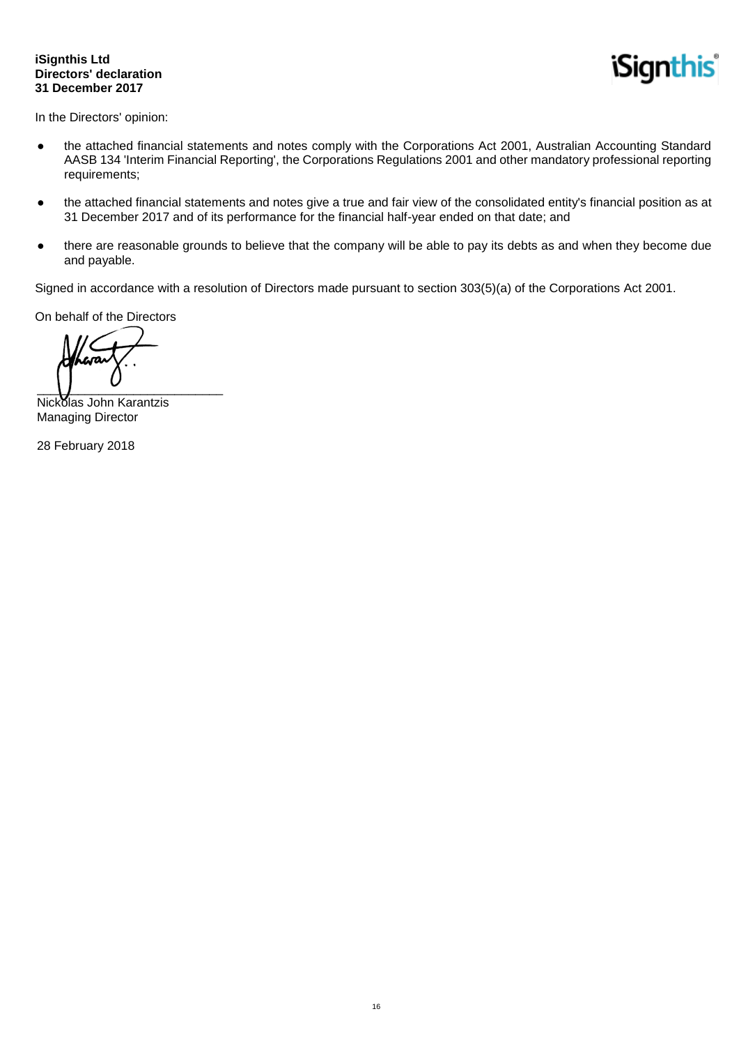**iSignthis Ltd**
**Directors' declaration**
**31 December 2017**

In the Directors' opinion:

- the attached financial statements and notes comply with the Corporations Act 2001, Australian Accounting Standard AASB 134 'Interim Financial Reporting', the Corporations Regulations 2001 and other mandatory professional reporting requirements;
- the attached financial statements and notes give a true and fair view of the consolidated entity's financial position as at 31 December 2017 and of its performance for the financial half-year ended on that date; and
- there are reasonable grounds to believe that the company will be able to pay its debts as and when they become due and payable.

Signed in accordance with a resolution of Directors made pursuant to section 303(5)(a) of the Corporations Act 2001.

On behalf of the Directors

___________________________
Nickolas John Karantzis
Managing Director

28 February 2018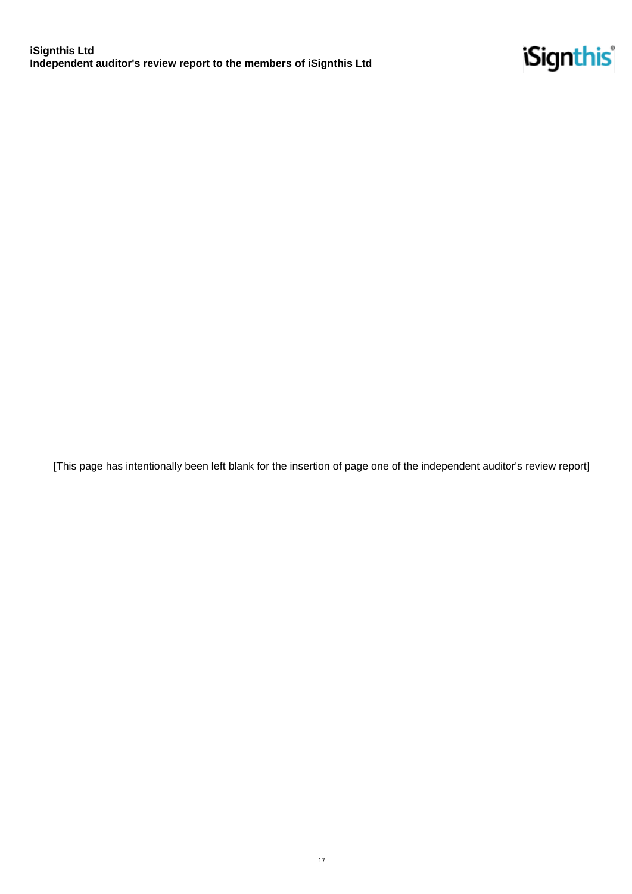[This page has intentionally been left blank for the insertion of page one of the independent auditor's review report]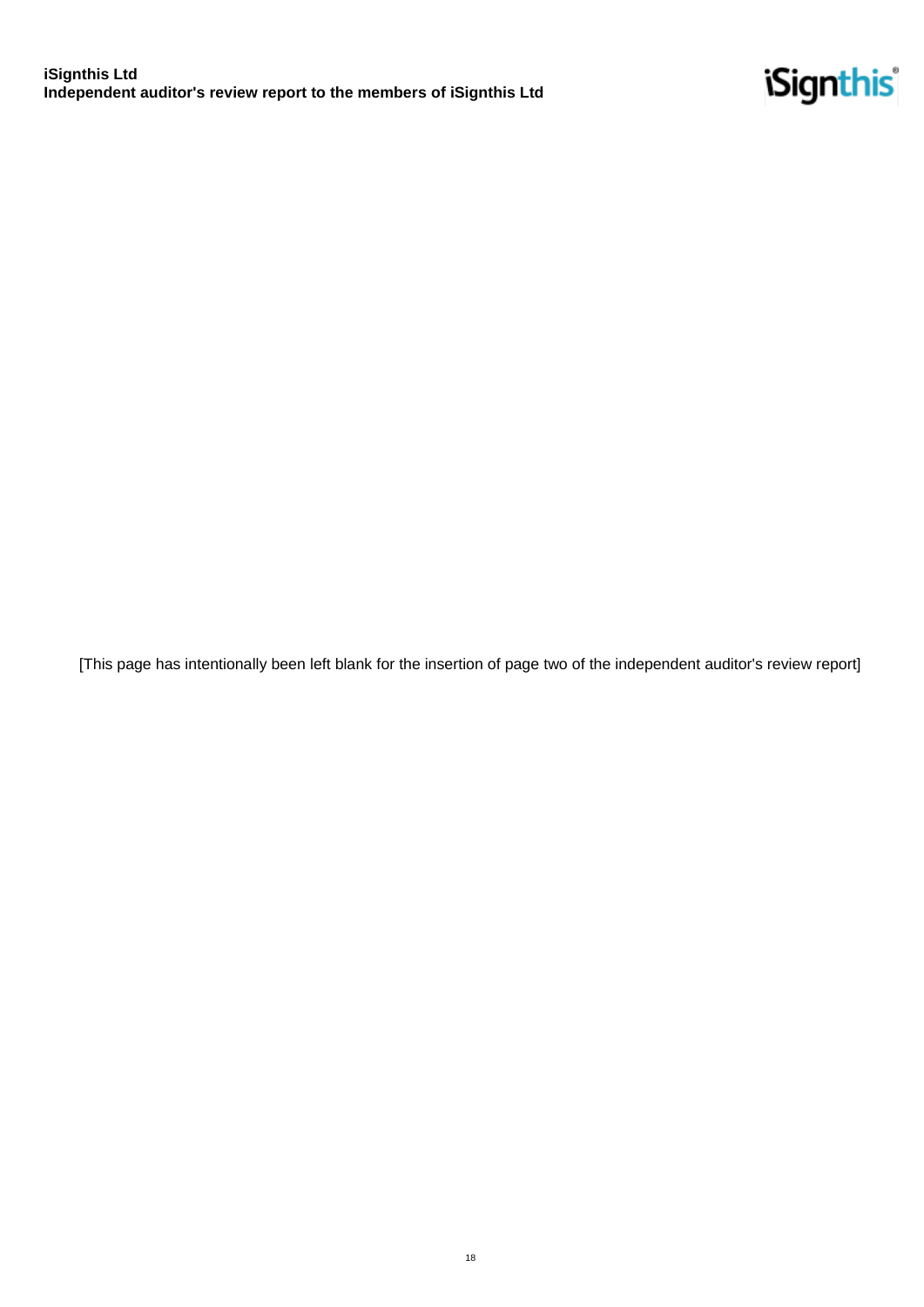[This page has intentionally been left blank for the insertion of page two of the independent auditor's review report]